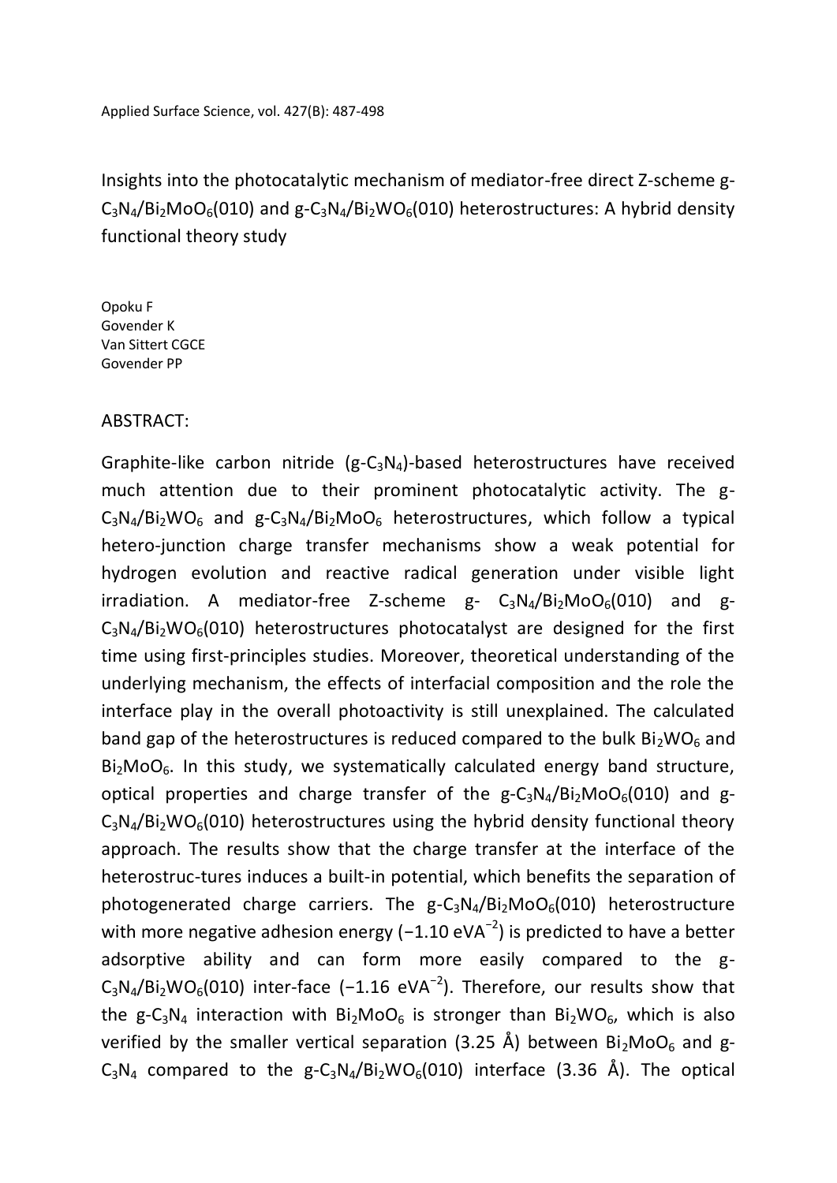Applied Surface Science, vol. 427(B): 487-498

# Insights into the photocatalytic mechanism of mediator-free direct Z-scheme g-$C_3N_4/Bi_2MoO_6$(010) and g-$C_3N_4/Bi_2WO_6$(010) heterostructures: A hybrid density functional theory study

Opoku F
Govender K
Van Sittert CGCE
Govender PP

## ABSTRACT:

Graphite-like carbon nitride (g-$C_3N_4$)-based heterostructures have received much attention due to their prominent photocatalytic activity. The g-$C_3N_4/Bi_2WO_6$ and g-$C_3N_4/Bi_2MoO_6$ heterostructures, which follow a typical hetero-junction charge transfer mechanisms show a weak potential for hydrogen evolution and reactive radical generation under visible light irradiation. A mediator-free Z-scheme g- $C_3N_4/Bi_2MoO_6$(010) and g-$C_3N_4/Bi_2WO_6$(010) heterostructures photocatalyst are designed for the first time using first-principles studies. Moreover, theoretical understanding of the underlying mechanism, the effects of interfacial composition and the role the interface play in the overall photoactivity is still unexplained. The calculated band gap of the heterostructures is reduced compared to the bulk $Bi_2WO_6$ and $Bi_2MoO_6$. In this study, we systematically calculated energy band structure, optical properties and charge transfer of the g-$C_3N_4/Bi_2MoO_6$(010) and g-$C_3N_4/Bi_2WO_6$(010) heterostructures using the hybrid density functional theory approach. The results show that the charge transfer at the interface of the heterostruc-tures induces a built-in potential, which benefits the separation of photogenerated charge carriers. The g-$C_3N_4/Bi_2MoO_6$(010) heterostructure with more negative adhesion energy ($-1.10$ eVA$^{-2}$) is predicted to have a better adsorptive ability and can form more easily compared to the g-$C_3N_4/Bi_2WO_6$(010) inter-face ($-1.16$ eVA$^{-2}$). Therefore, our results show that the g-$C_3N_4$ interaction with $Bi_2MoO_6$ is stronger than $Bi_2WO_6$, which is also verified by the smaller vertical separation (3.25 Å) between $Bi_2MoO_6$ and g-$C_3N_4$ compared to the g-$C_3N_4/Bi_2WO_6$(010) interface (3.36 Å). The optical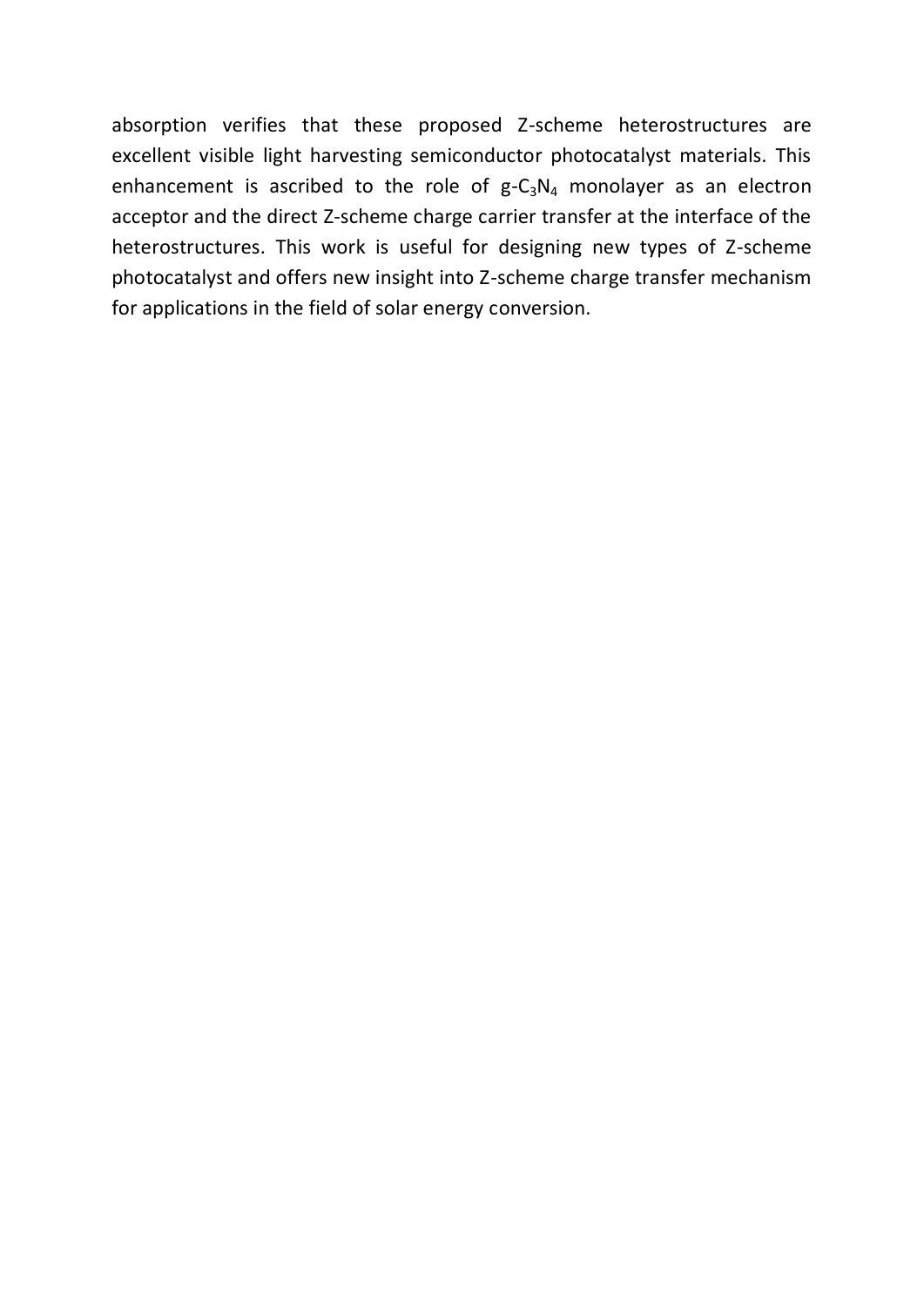absorption verifies that these proposed Z-scheme heterostructures are excellent visible light harvesting semiconductor photocatalyst materials. This enhancement is ascribed to the role of g-$C_3N_4$ monolayer as an electron acceptor and the direct Z-scheme charge carrier transfer at the interface of the heterostructures. This work is useful for designing new types of Z-scheme photocatalyst and offers new insight into Z-scheme charge transfer mechanism for applications in the field of solar energy conversion.